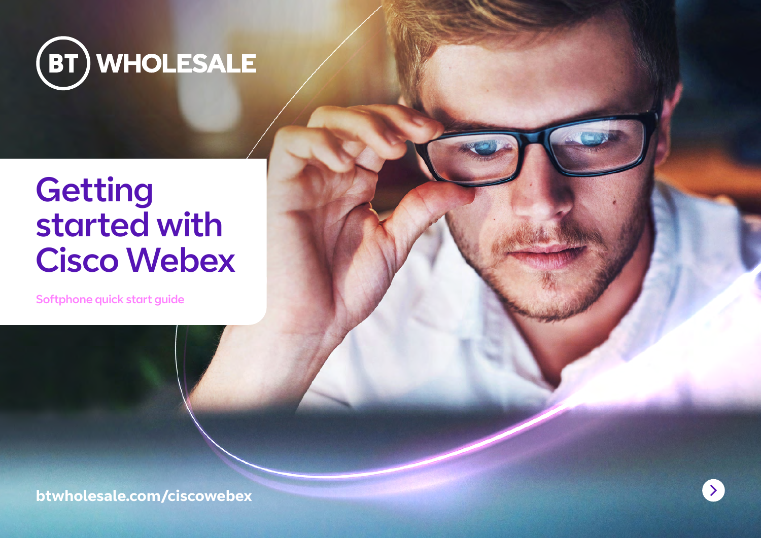BT WHOLESALE

# Getting started with Cisco Webex

Softphone quick start guide

btwholesale.com/ciscowebex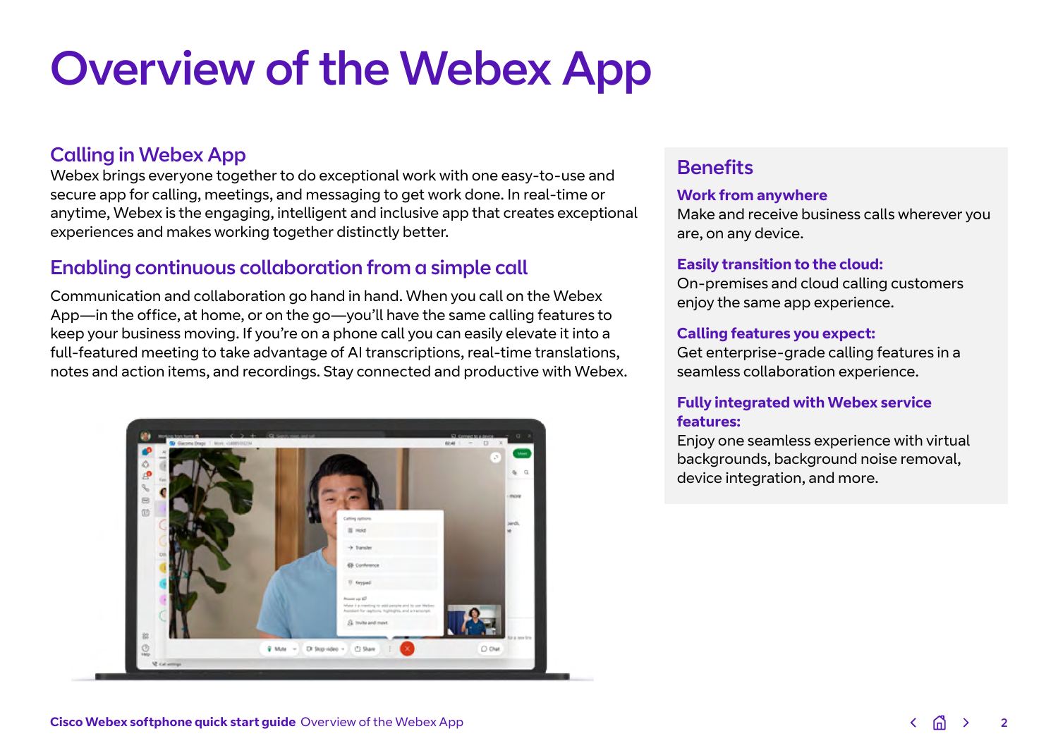# Overview of the Webex App

## Calling in Webex App

Webex brings everyone together to do exceptional work with one easy-to-use and secure app for calling, meetings, and messaging to get work done. In real-time or anytime, Webex is the engaging, intelligent and inclusive app that creates exceptional experiences and makes working together distinctly better.

## Enabling continuous collaboration from a simple call

Communication and collaboration go hand in hand. When you call on the Webex App—in the office, at home, or on the go—you'll have the same calling features to keep your business moving. If you're on a phone call you can easily elevate it into a full-featured meeting to take advantage of AI transcriptions, real-time translations, notes and action items, and recordings. Stay connected and productive with Webex.

## Benefits

### Work from anywhere

Make and receive business calls wherever you are, on any device.

### Easily transition to the cloud:

On-premises and cloud calling customers enjoy the same app experience.

### Calling features you expect:

Get enterprise-grade calling features in a seamless collaboration experience.

### Fully integrated with Webex service features:

Enjoy one seamless experience with virtual backgrounds, background noise removal, device integration, and more.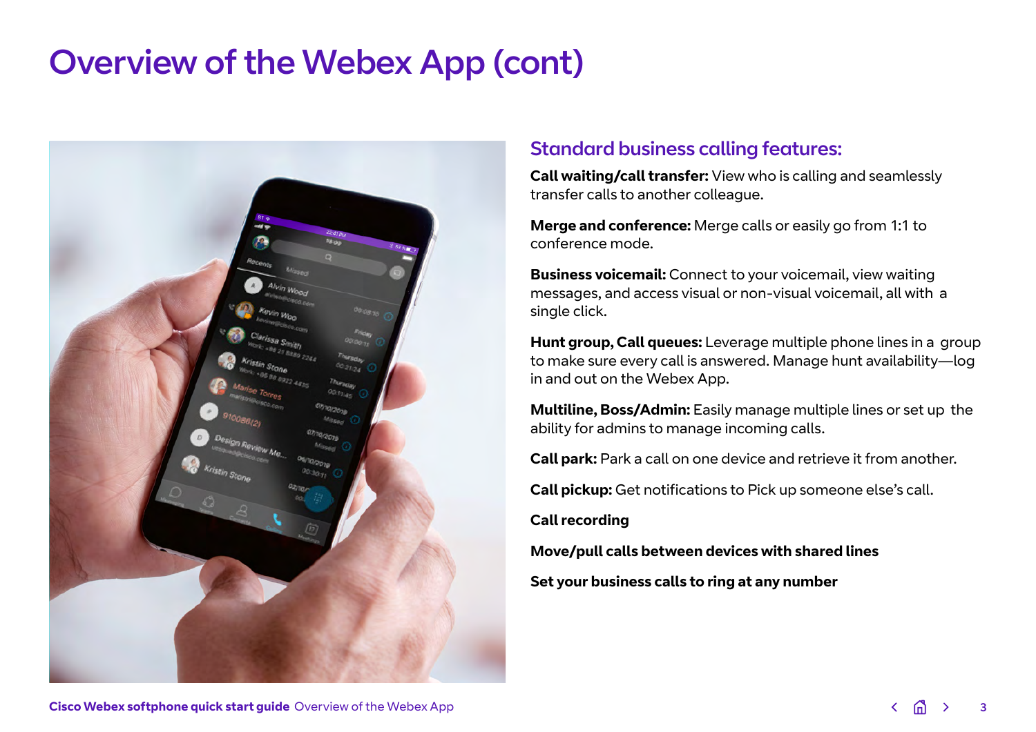# Overview of the Webex App (cont)

## Standard business calling features:

**Call waiting/call transfer:** View who is calling and seamlessly transfer calls to another colleague.

**Merge and conference:** Merge calls or easily go from 1:1 to conference mode.

**Business voicemail:** Connect to your voicemail, view waiting messages, and access visual or non-visual voicemail, all with a single click.

**Hunt group, Call queues:** Leverage multiple phone lines in a group to make sure every call is answered. Manage hunt availability—log in and out on the Webex App.

**Multiline, Boss/Admin:** Easily manage multiple lines or set up the ability for admins to manage incoming calls.

**Call park:** Park a call on one device and retrieve it from another.

**Call pickup:** Get notifications to Pick up someone else's call.

**Call recording**

**Move/pull calls between devices with shared lines**

**Set your business calls to ring at any number**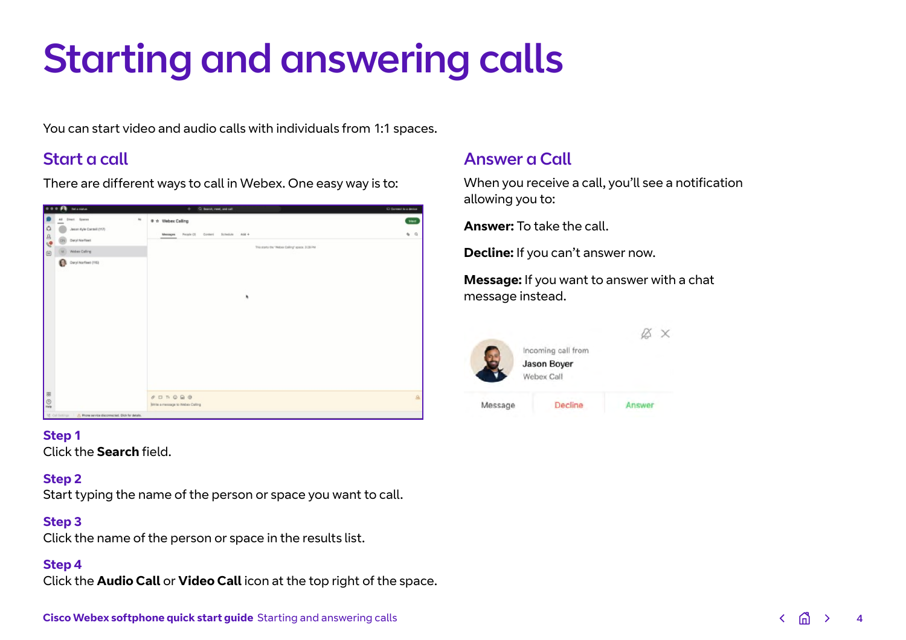# Starting and answering calls

You can start video and audio calls with individuals from 1:1 spaces.

## Start a call

There are different ways to call in Webex. One easy way is to:

### Step 1

Click the **Search** field.

### Step 2

Start typing the name of the person or space you want to call.

### Step 3

Click the name of the person or space in the results list.

### Step 4

Click the **Audio Call** or **Video Call** icon at the top right of the space.

## Answer a Call

When you receive a call, you'll see a notification allowing you to:

**Answer:** To take the call.

**Decline:** If you can't answer now.

**Message:** If you want to answer with a chat message instead.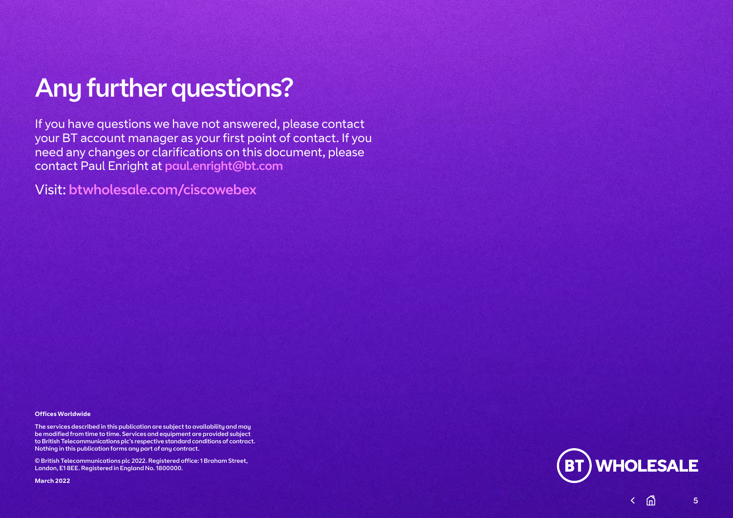# Any further questions?

If you have questions we have not answered, please contact your BT account manager as your first point of contact. If you need any changes or clarifications on this document, please contact Paul Enright at paul.enright@bt.com

Visit: btwholesale.com/ciscowebex

**Offices Worldwide**

**The services described in this publication are subject to availability and may be modified from time to time. Services and equipment are provided subject to British Telecommunications plc's respective standard conditions of contract. Nothing in this publication forms any part of any contract.**

**© British Telecommunications plc 2022. Registered office: 1 Braham Street, London, E1 8EE. Registered in England No. 1800000.**

**March 2022**

BT WHOLESALE